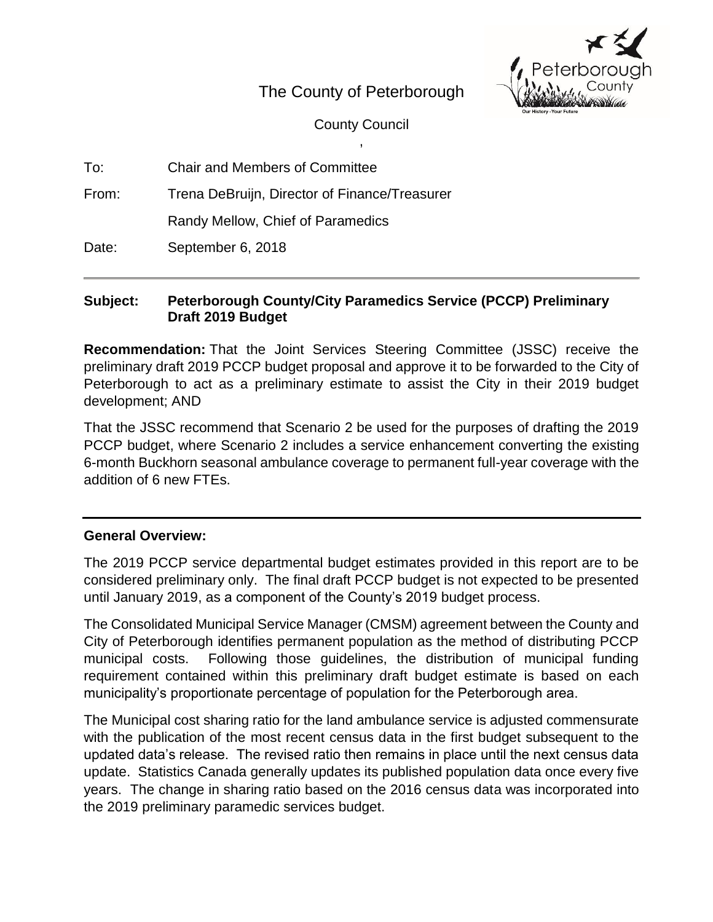The County of Peterborough

County Council

To: Chair and Members of Committee

From: Trena DeBruijn, Director of Finance/Treasurer

Randy Mellow, Chief of Paramedics

Date: September 6, 2018

---

**Subject: Peterborough County/City Paramedics Service (PCCP) Preliminary Draft 2019 Budget**

**Recommendation:** That the Joint Services Steering Committee (JSSC) receive the preliminary draft 2019 PCCP budget proposal and approve it to be forwarded to the City of Peterborough to act as a preliminary estimate to assist the City in their 2019 budget development; AND

That the JSSC recommend that Scenario 2 be used for the purposes of drafting the 2019 PCCP budget, where Scenario 2 includes a service enhancement converting the existing 6-month Buckhorn seasonal ambulance coverage to permanent full-year coverage with the addition of 6 new FTEs.

---

**General Overview:**

The 2019 PCCP service departmental budget estimates provided in this report are to be considered preliminary only. The final draft PCCP budget is not expected to be presented until January 2019, as a component of the County's 2019 budget process.

The Consolidated Municipal Service Manager (CMSM) agreement between the County and City of Peterborough identifies permanent population as the method of distributing PCCP municipal costs. Following those guidelines, the distribution of municipal funding requirement contained within this preliminary draft budget estimate is based on each municipality's proportionate percentage of population for the Peterborough area.

The Municipal cost sharing ratio for the land ambulance service is adjusted commensurate with the publication of the most recent census data in the first budget subsequent to the updated data's release. The revised ratio then remains in place until the next census data update. Statistics Canada generally updates its published population data once every five years. The change in sharing ratio based on the 2016 census data was incorporated into the 2019 preliminary paramedic services budget.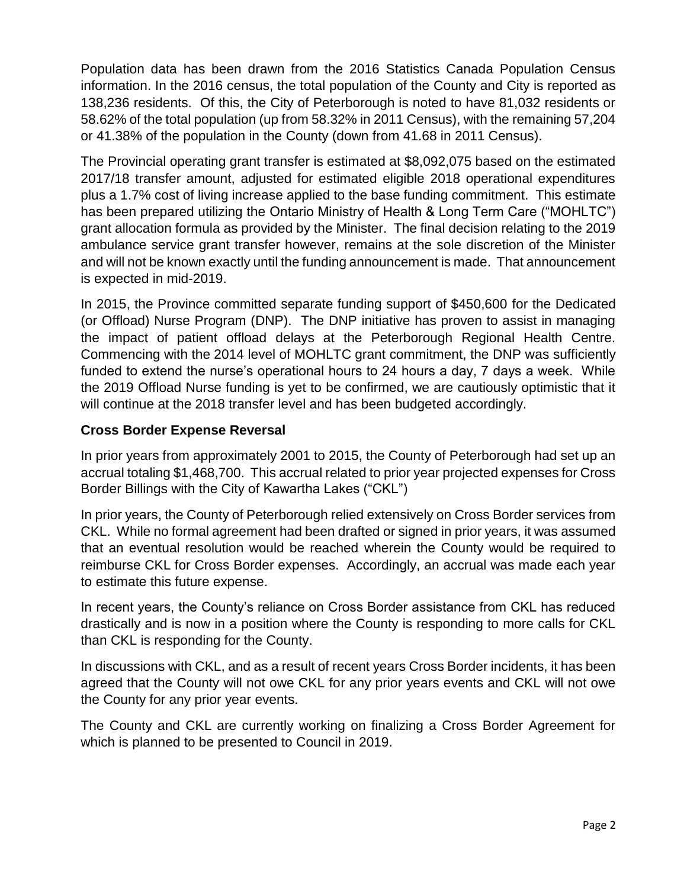Population data has been drawn from the 2016 Statistics Canada Population Census information. In the 2016 census, the total population of the County and City is reported as 138,236 residents. Of this, the City of Peterborough is noted to have 81,032 residents or 58.62% of the total population (up from 58.32% in 2011 Census), with the remaining 57,204 or 41.38% of the population in the County (down from 41.68 in 2011 Census).

The Provincial operating grant transfer is estimated at $8,092,075 based on the estimated 2017/18 transfer amount, adjusted for estimated eligible 2018 operational expenditures plus a 1.7% cost of living increase applied to the base funding commitment. This estimate has been prepared utilizing the Ontario Ministry of Health & Long Term Care ("MOHLTC") grant allocation formula as provided by the Minister. The final decision relating to the 2019 ambulance service grant transfer however, remains at the sole discretion of the Minister and will not be known exactly until the funding announcement is made. That announcement is expected in mid-2019.

In 2015, the Province committed separate funding support of $450,600 for the Dedicated (or Offload) Nurse Program (DNP). The DNP initiative has proven to assist in managing the impact of patient offload delays at the Peterborough Regional Health Centre. Commencing with the 2014 level of MOHLTC grant commitment, the DNP was sufficiently funded to extend the nurse's operational hours to 24 hours a day, 7 days a week. While the 2019 Offload Nurse funding is yet to be confirmed, we are cautiously optimistic that it will continue at the 2018 transfer level and has been budgeted accordingly.

**Cross Border Expense Reversal**

In prior years from approximately 2001 to 2015, the County of Peterborough had set up an accrual totaling $1,468,700. This accrual related to prior year projected expenses for Cross Border Billings with the City of Kawartha Lakes ("CKL")

In prior years, the County of Peterborough relied extensively on Cross Border services from CKL. While no formal agreement had been drafted or signed in prior years, it was assumed that an eventual resolution would be reached wherein the County would be required to reimburse CKL for Cross Border expenses. Accordingly, an accrual was made each year to estimate this future expense.

In recent years, the County's reliance on Cross Border assistance from CKL has reduced drastically and is now in a position where the County is responding to more calls for CKL than CKL is responding for the County.

In discussions with CKL, and as a result of recent years Cross Border incidents, it has been agreed that the County will not owe CKL for any prior years events and CKL will not owe the County for any prior year events.

The County and CKL are currently working on finalizing a Cross Border Agreement for which is planned to be presented to Council in 2019.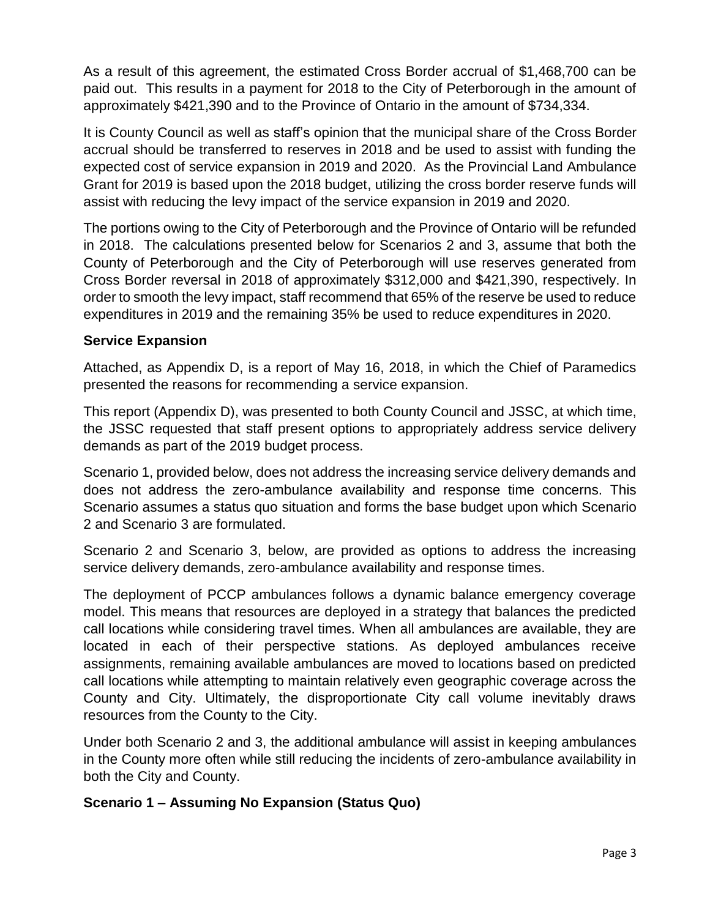As a result of this agreement, the estimated Cross Border accrual of $1,468,700 can be paid out. This results in a payment for 2018 to the City of Peterborough in the amount of approximately $421,390 and to the Province of Ontario in the amount of $734,334.

It is County Council as well as staff's opinion that the municipal share of the Cross Border accrual should be transferred to reserves in 2018 and be used to assist with funding the expected cost of service expansion in 2019 and 2020. As the Provincial Land Ambulance Grant for 2019 is based upon the 2018 budget, utilizing the cross border reserve funds will assist with reducing the levy impact of the service expansion in 2019 and 2020.

The portions owing to the City of Peterborough and the Province of Ontario will be refunded in 2018. The calculations presented below for Scenarios 2 and 3, assume that both the County of Peterborough and the City of Peterborough will use reserves generated from Cross Border reversal in 2018 of approximately $312,000 and $421,390, respectively. In order to smooth the levy impact, staff recommend that 65% of the reserve be used to reduce expenditures in 2019 and the remaining 35% be used to reduce expenditures in 2020.

## Service Expansion

Attached, as Appendix D, is a report of May 16, 2018, in which the Chief of Paramedics presented the reasons for recommending a service expansion.

This report (Appendix D), was presented to both County Council and JSSC, at which time, the JSSC requested that staff present options to appropriately address service delivery demands as part of the 2019 budget process.

Scenario 1, provided below, does not address the increasing service delivery demands and does not address the zero-ambulance availability and response time concerns. This Scenario assumes a status quo situation and forms the base budget upon which Scenario 2 and Scenario 3 are formulated.

Scenario 2 and Scenario 3, below, are provided as options to address the increasing service delivery demands, zero-ambulance availability and response times.

The deployment of PCCP ambulances follows a dynamic balance emergency coverage model. This means that resources are deployed in a strategy that balances the predicted call locations while considering travel times. When all ambulances are available, they are located in each of their perspective stations. As deployed ambulances receive assignments, remaining available ambulances are moved to locations based on predicted call locations while attempting to maintain relatively even geographic coverage across the County and City. Ultimately, the disproportionate City call volume inevitably draws resources from the County to the City.

Under both Scenario 2 and 3, the additional ambulance will assist in keeping ambulances in the County more often while still reducing the incidents of zero-ambulance availability in both the City and County.

## Scenario 1 – Assuming No Expansion (Status Quo)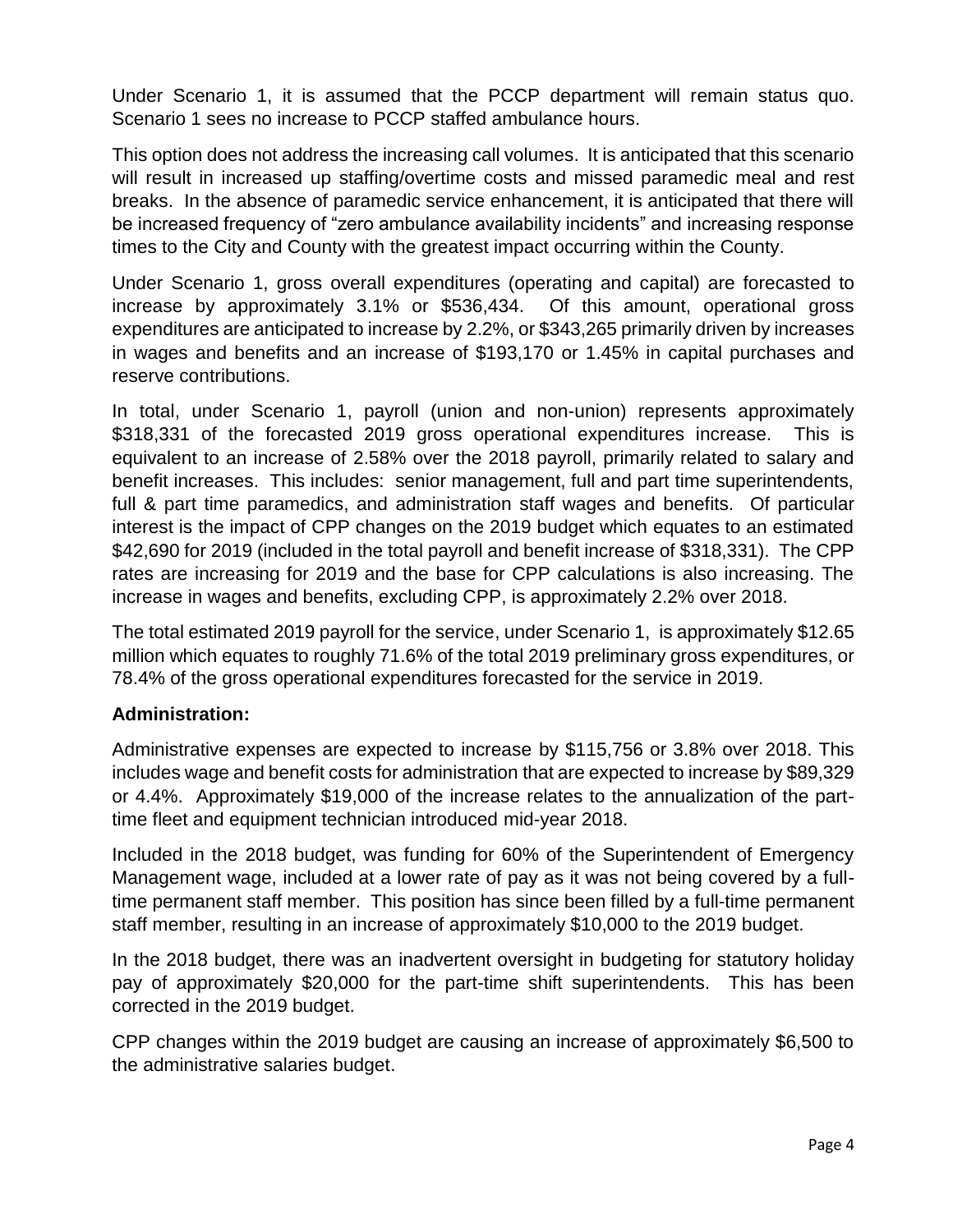Under Scenario 1, it is assumed that the PCCP department will remain status quo. Scenario 1 sees no increase to PCCP staffed ambulance hours.

This option does not address the increasing call volumes. It is anticipated that this scenario will result in increased up staffing/overtime costs and missed paramedic meal and rest breaks. In the absence of paramedic service enhancement, it is anticipated that there will be increased frequency of "zero ambulance availability incidents" and increasing response times to the City and County with the greatest impact occurring within the County.

Under Scenario 1, gross overall expenditures (operating and capital) are forecasted to increase by approximately 3.1% or $536,434. Of this amount, operational gross expenditures are anticipated to increase by 2.2%, or $343,265 primarily driven by increases in wages and benefits and an increase of $193,170 or 1.45% in capital purchases and reserve contributions.

In total, under Scenario 1, payroll (union and non-union) represents approximately $318,331 of the forecasted 2019 gross operational expenditures increase. This is equivalent to an increase of 2.58% over the 2018 payroll, primarily related to salary and benefit increases. This includes: senior management, full and part time superintendents, full & part time paramedics, and administration staff wages and benefits. Of particular interest is the impact of CPP changes on the 2019 budget which equates to an estimated $42,690 for 2019 (included in the total payroll and benefit increase of $318,331). The CPP rates are increasing for 2019 and the base for CPP calculations is also increasing. The increase in wages and benefits, excluding CPP, is approximately 2.2% over 2018.

The total estimated 2019 payroll for the service, under Scenario 1, is approximately $12.65 million which equates to roughly 71.6% of the total 2019 preliminary gross expenditures, or 78.4% of the gross operational expenditures forecasted for the service in 2019.

**Administration:**

Administrative expenses are expected to increase by $115,756 or 3.8% over 2018. This includes wage and benefit costs for administration that are expected to increase by $89,329 or 4.4%. Approximately $19,000 of the increase relates to the annualization of the part-time fleet and equipment technician introduced mid-year 2018.

Included in the 2018 budget, was funding for 60% of the Superintendent of Emergency Management wage, included at a lower rate of pay as it was not being covered by a full-time permanent staff member. This position has since been filled by a full-time permanent staff member, resulting in an increase of approximately $10,000 to the 2019 budget.

In the 2018 budget, there was an inadvertent oversight in budgeting for statutory holiday pay of approximately $20,000 for the part-time shift superintendents. This has been corrected in the 2019 budget.

CPP changes within the 2019 budget are causing an increase of approximately $6,500 to the administrative salaries budget.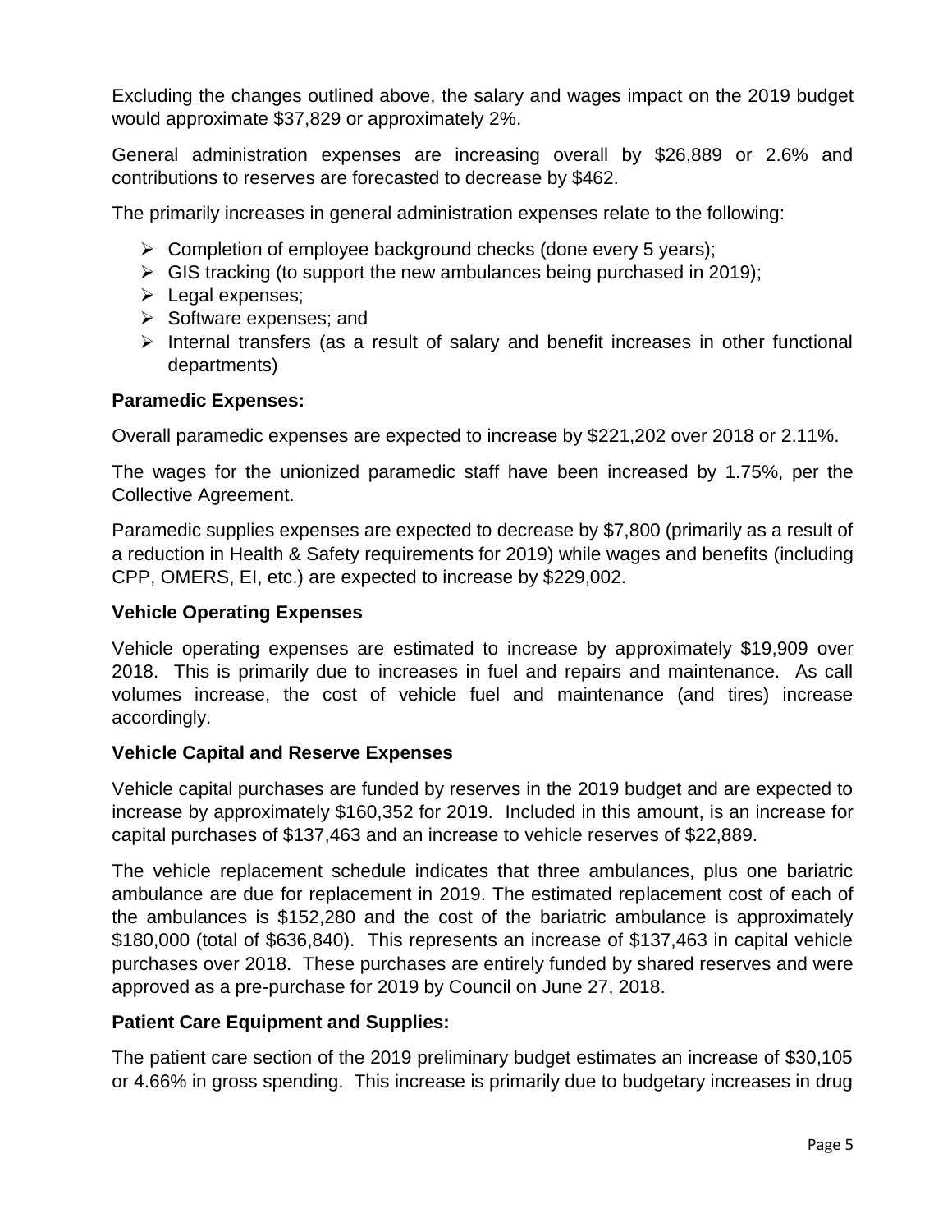Excluding the changes outlined above, the salary and wages impact on the 2019 budget would approximate $37,829 or approximately 2%.

General administration expenses are increasing overall by $26,889 or 2.6% and contributions to reserves are forecasted to decrease by $462.

The primarily increases in general administration expenses relate to the following:

- Completion of employee background checks (done every 5 years);
- GIS tracking (to support the new ambulances being purchased in 2019);
- Legal expenses;
- Software expenses; and
- Internal transfers (as a result of salary and benefit increases in other functional departments)

**Paramedic Expenses:**

Overall paramedic expenses are expected to increase by $221,202 over 2018 or 2.11%.

The wages for the unionized paramedic staff have been increased by 1.75%, per the Collective Agreement.

Paramedic supplies expenses are expected to decrease by $7,800 (primarily as a result of a reduction in Health & Safety requirements for 2019) while wages and benefits (including CPP, OMERS, EI, etc.) are expected to increase by $229,002.

**Vehicle Operating Expenses**

Vehicle operating expenses are estimated to increase by approximately $19,909 over 2018. This is primarily due to increases in fuel and repairs and maintenance. As call volumes increase, the cost of vehicle fuel and maintenance (and tires) increase accordingly.

**Vehicle Capital and Reserve Expenses**

Vehicle capital purchases are funded by reserves in the 2019 budget and are expected to increase by approximately $160,352 for 2019. Included in this amount, is an increase for capital purchases of $137,463 and an increase to vehicle reserves of $22,889.

The vehicle replacement schedule indicates that three ambulances, plus one bariatric ambulance are due for replacement in 2019. The estimated replacement cost of each of the ambulances is $152,280 and the cost of the bariatric ambulance is approximately $180,000 (total of $636,840). This represents an increase of $137,463 in capital vehicle purchases over 2018. These purchases are entirely funded by shared reserves and were approved as a pre-purchase for 2019 by Council on June 27, 2018.

**Patient Care Equipment and Supplies:**

The patient care section of the 2019 preliminary budget estimates an increase of $30,105 or 4.66% in gross spending. This increase is primarily due to budgetary increases in drug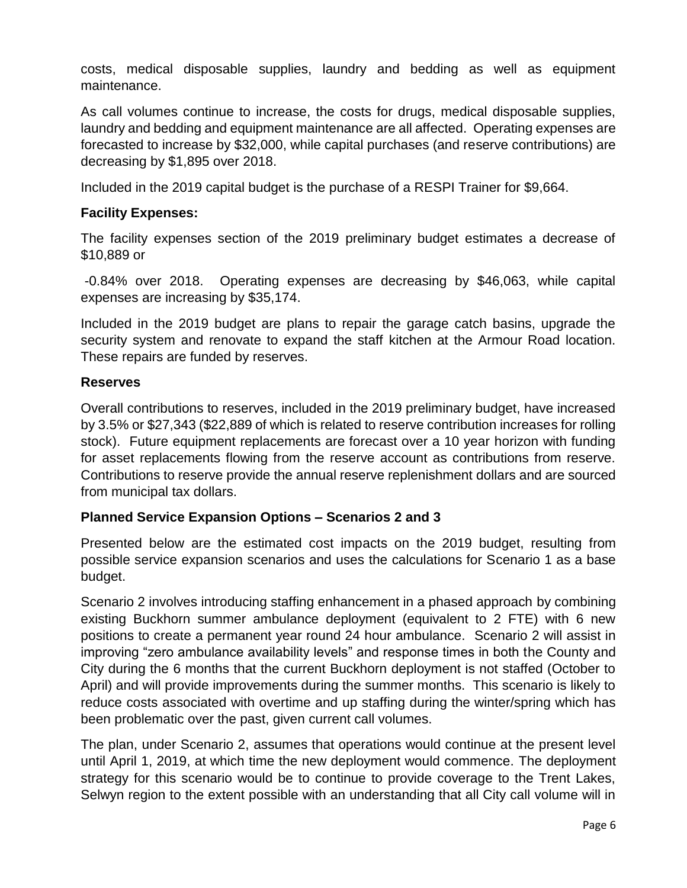costs, medical disposable supplies, laundry and bedding as well as equipment maintenance.

As call volumes continue to increase, the costs for drugs, medical disposable supplies, laundry and bedding and equipment maintenance are all affected. Operating expenses are forecasted to increase by $32,000, while capital purchases (and reserve contributions) are decreasing by $1,895 over 2018.

Included in the 2019 capital budget is the purchase of a RESPI Trainer for $9,664.

**Facility Expenses:**

The facility expenses section of the 2019 preliminary budget estimates a decrease of $10,889 or

-0.84% over 2018. Operating expenses are decreasing by $46,063, while capital expenses are increasing by $35,174.

Included in the 2019 budget are plans to repair the garage catch basins, upgrade the security system and renovate to expand the staff kitchen at the Armour Road location. These repairs are funded by reserves.

**Reserves**

Overall contributions to reserves, included in the 2019 preliminary budget, have increased by 3.5% or $27,343 ($22,889 of which is related to reserve contribution increases for rolling stock). Future equipment replacements are forecast over a 10 year horizon with funding for asset replacements flowing from the reserve account as contributions from reserve. Contributions to reserve provide the annual reserve replenishment dollars and are sourced from municipal tax dollars.

**Planned Service Expansion Options – Scenarios 2 and 3**

Presented below are the estimated cost impacts on the 2019 budget, resulting from possible service expansion scenarios and uses the calculations for Scenario 1 as a base budget.

Scenario 2 involves introducing staffing enhancement in a phased approach by combining existing Buckhorn summer ambulance deployment (equivalent to 2 FTE) with 6 new positions to create a permanent year round 24 hour ambulance. Scenario 2 will assist in improving "zero ambulance availability levels" and response times in both the County and City during the 6 months that the current Buckhorn deployment is not staffed (October to April) and will provide improvements during the summer months. This scenario is likely to reduce costs associated with overtime and up staffing during the winter/spring which has been problematic over the past, given current call volumes.

The plan, under Scenario 2, assumes that operations would continue at the present level until April 1, 2019, at which time the new deployment would commence. The deployment strategy for this scenario would be to continue to provide coverage to the Trent Lakes, Selwyn region to the extent possible with an understanding that all City call volume will in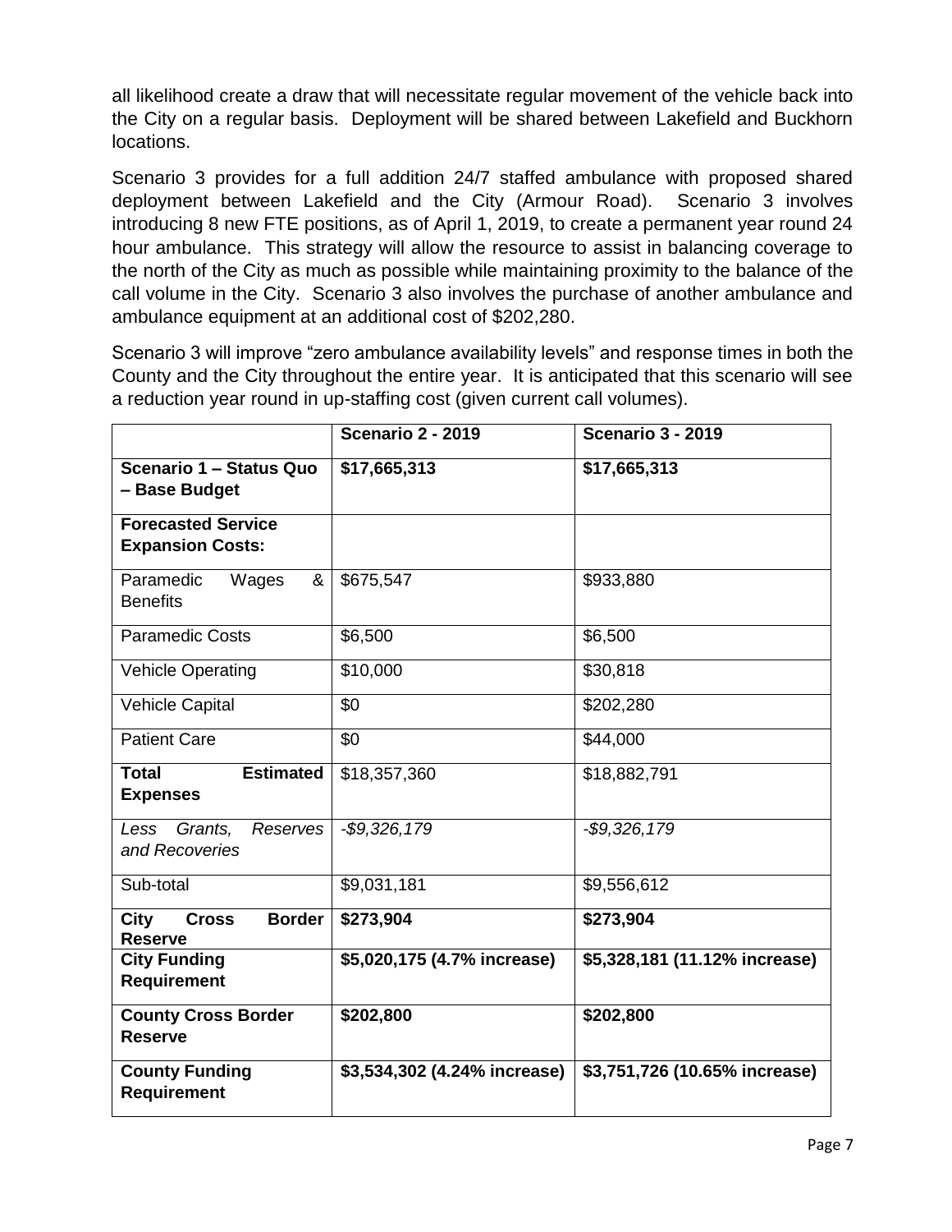all likelihood create a draw that will necessitate regular movement of the vehicle back into the City on a regular basis. Deployment will be shared between Lakefield and Buckhorn locations.

Scenario 3 provides for a full addition 24/7 staffed ambulance with proposed shared deployment between Lakefield and the City (Armour Road). Scenario 3 involves introducing 8 new FTE positions, as of April 1, 2019, to create a permanent year round 24 hour ambulance. This strategy will allow the resource to assist in balancing coverage to the north of the City as much as possible while maintaining proximity to the balance of the call volume in the City. Scenario 3 also involves the purchase of another ambulance and ambulance equipment at an additional cost of $202,280.

Scenario 3 will improve "zero ambulance availability levels" and response times in both the County and the City throughout the entire year. It is anticipated that this scenario will see a reduction year round in up-staffing cost (given current call volumes).

| | **Scenario 2 - 2019** | **Scenario 3 - 2019** |
|---|---|---|
| **Scenario 1 – Status Quo – Base Budget** | **$17,665,313** | **$17,665,313** |
| **Forecasted Service Expansion Costs:** | | |
| Paramedic Wages & Benefits | $675,547 | $933,880 |
| Paramedic Costs | $6,500 | $6,500 |
| Vehicle Operating | $10,000 | $30,818 |
| Vehicle Capital | $0 | $202,280 |
| Patient Care | $0 | $44,000 |
| **Total Estimated Expenses** | $18,357,360 | $18,882,791 |
| *Less Grants, Reserves and Recoveries* | *-$9,326,179* | *-$9,326,179* |
| Sub-total | $9,031,181 | $9,556,612 |
| **City Cross Border Reserve** | **$273,904** | **$273,904** |
| **City Funding Requirement** | **$5,020,175 (4.7% increase)** | **$5,328,181 (11.12% increase)** |
| **County Cross Border Reserve** | **$202,800** | **$202,800** |
| **County Funding Requirement** | **$3,534,302 (4.24% increase)** | **$3,751,726 (10.65% increase)** |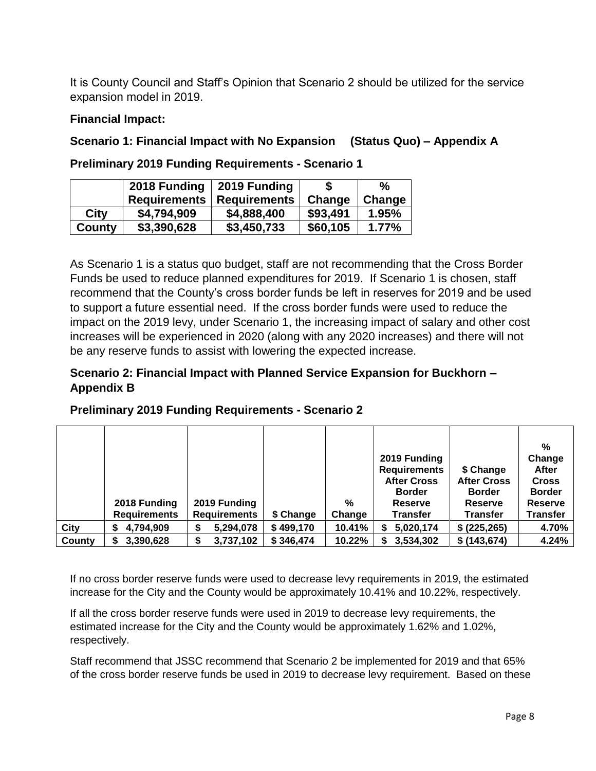It is County Council and Staff's Opinion that Scenario 2 should be utilized for the service expansion model in 2019.

**Financial Impact:**

**Scenario 1: Financial Impact with No Expansion (Status Quo) – Appendix A**

**Preliminary 2019 Funding Requirements - Scenario 1**

| | 2018 Funding Requirements | 2019 Funding Requirements | $ Change | % Change |
|---|---|---|---|---|
| City | $4,794,909 | $4,888,400 | $93,491 | 1.95% |
| County | $3,390,628 | $3,450,733 | $60,105 | 1.77% |

As Scenario 1 is a status quo budget, staff are not recommending that the Cross Border Funds be used to reduce planned expenditures for 2019. If Scenario 1 is chosen, staff recommend that the County's cross border funds be left in reserves for 2019 and be used to support a future essential need. If the cross border funds were used to reduce the impact on the 2019 levy, under Scenario 1, the increasing impact of salary and other cost increases will be experienced in 2020 (along with any 2020 increases) and there will not be any reserve funds to assist with lowering the expected increase.

**Scenario 2: Financial Impact with Planned Service Expansion for Buckhorn – Appendix B**

**Preliminary 2019 Funding Requirements - Scenario 2**

| | 2018 Funding Requirements | 2019 Funding Requirements | $ Change | % Change | 2019 Funding Requirements After Cross Border Reserve Transfer | $ Change After Cross Border Reserve Transfer | % Change After Cross Border Reserve Transfer |
|---|---|---|---|---|---|---|---|
| City | $ 4,794,909 | $ 5,294,078 | $ 499,170 | 10.41% | $ 5,020,174 | $ (225,265) | 4.70% |
| County | $ 3,390,628 | $ 3,737,102 | $ 346,474 | 10.22% | $ 3,534,302 | $ (143,674) | 4.24% |

If no cross border reserve funds were used to decrease levy requirements in 2019, the estimated increase for the City and the County would be approximately 10.41% and 10.22%, respectively.

If all the cross border reserve funds were used in 2019 to decrease levy requirements, the estimated increase for the City and the County would be approximately 1.62% and 1.02%, respectively.

Staff recommend that JSSC recommend that Scenario 2 be implemented for 2019 and that 65% of the cross border reserve funds be used in 2019 to decrease levy requirement. Based on these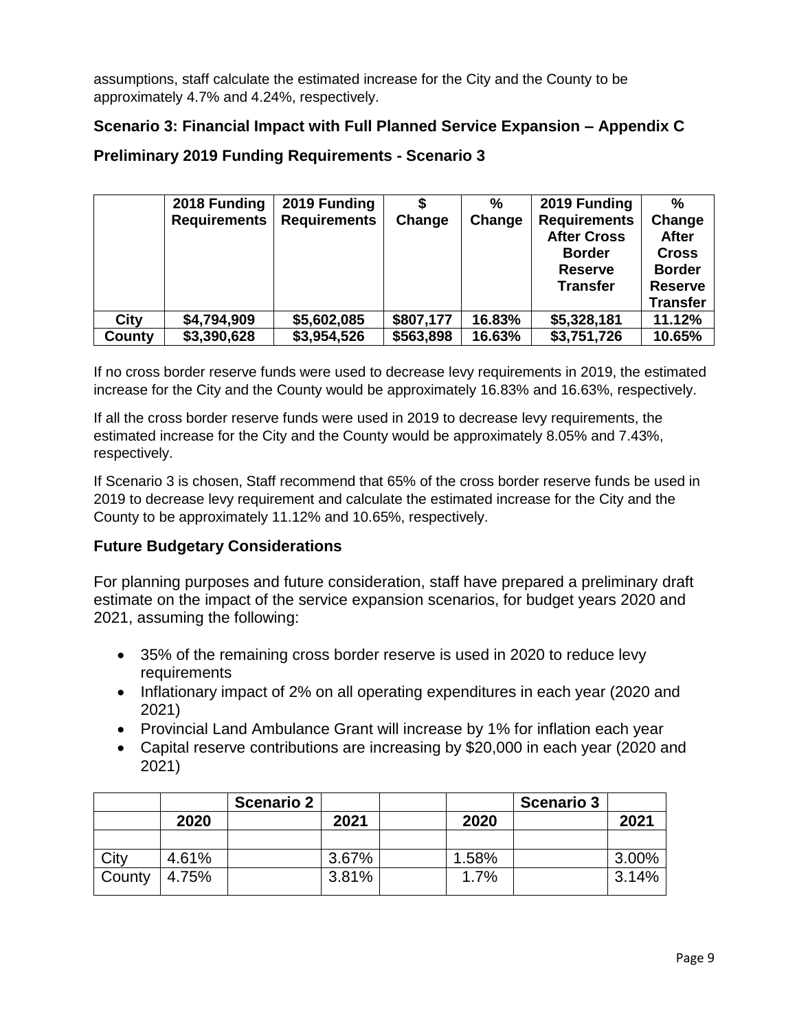assumptions, staff calculate the estimated increase for the City and the County to be approximately 4.7% and 4.24%, respectively.

### Scenario 3: Financial Impact with Full Planned Service Expansion – Appendix C

### Preliminary 2019 Funding Requirements - Scenario 3

| | 2018 Funding Requirements | 2019 Funding Requirements | $ Change | % Change | 2019 Funding Requirements After Cross Border Reserve Transfer | % Change After Cross Border Reserve Transfer |
|---|---|---|---|---|---|---|
| **City** | **$4,794,909** | **$5,602,085** | **$807,177** | **16.83%** | **$5,328,181** | **11.12%** |
| **County** | **$3,390,628** | **$3,954,526** | **$563,898** | **16.63%** | **$3,751,726** | **10.65%** |

If no cross border reserve funds were used to decrease levy requirements in 2019, the estimated increase for the City and the County would be approximately 16.83% and 16.63%, respectively.

If all the cross border reserve funds were used in 2019 to decrease levy requirements, the estimated increase for the City and the County would be approximately 8.05% and 7.43%, respectively.

If Scenario 3 is chosen, Staff recommend that 65% of the cross border reserve funds be used in 2019 to decrease levy requirement and calculate the estimated increase for the City and the County to be approximately 11.12% and 10.65%, respectively.

### Future Budgetary Considerations

For planning purposes and future consideration, staff have prepared a preliminary draft estimate on the impact of the service expansion scenarios, for budget years 2020 and 2021, assuming the following:

- 35% of the remaining cross border reserve is used in 2020 to reduce levy requirements
- Inflationary impact of 2% on all operating expenditures in each year (2020 and 2021)
- Provincial Land Ambulance Grant will increase by 1% for inflation each year
- Capital reserve contributions are increasing by $20,000 in each year (2020 and 2021)

| | | **Scenario 2** | | | | **Scenario 3** | |
|---|---|---|---|---|---|---|---|
| | **2020** | | **2021** | | **2020** | | **2021** |
| | | | | | | | |
| City | 4.61% | | 3.67% | | 1.58% | | 3.00% |
| County | 4.75% | | 3.81% | | 1.7% | | 3.14% |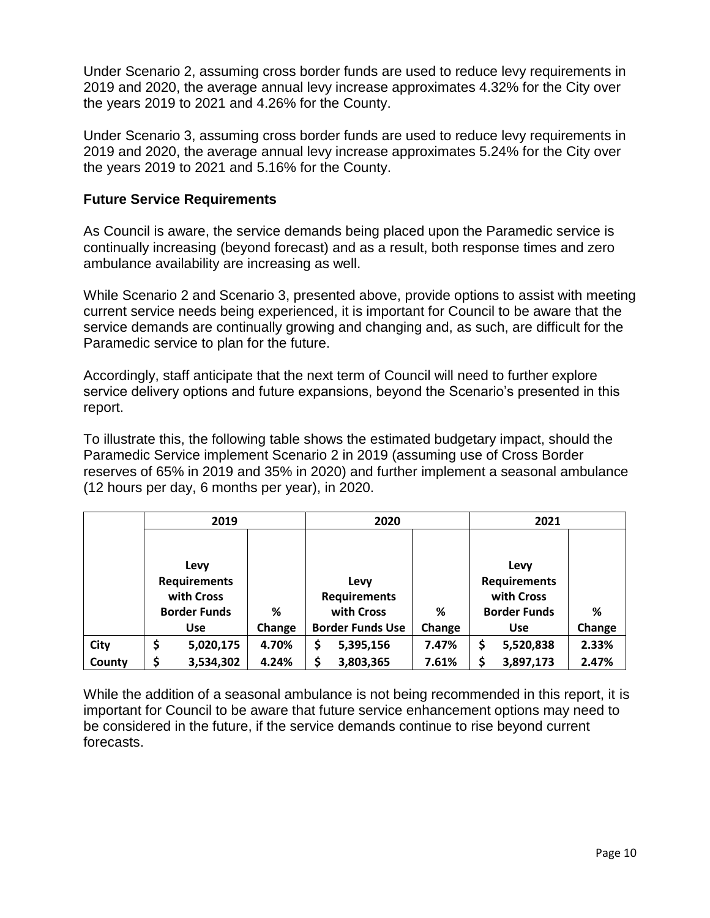Under Scenario 2, assuming cross border funds are used to reduce levy requirements in 2019 and 2020, the average annual levy increase approximates 4.32% for the City over the years 2019 to 2021 and 4.26% for the County.

Under Scenario 3, assuming cross border funds are used to reduce levy requirements in 2019 and 2020, the average annual levy increase approximates 5.24% for the City over the years 2019 to 2021 and 5.16% for the County.

## Future Service Requirements

As Council is aware, the service demands being placed upon the Paramedic service is continually increasing (beyond forecast) and as a result, both response times and zero ambulance availability are increasing as well.

While Scenario 2 and Scenario 3, presented above, provide options to assist with meeting current service needs being experienced, it is important for Council to be aware that the service demands are continually growing and changing and, as such, are difficult for the Paramedic service to plan for the future.

Accordingly, staff anticipate that the next term of Council will need to further explore service delivery options and future expansions, beyond the Scenario's presented in this report.

To illustrate this, the following table shows the estimated budgetary impact, should the Paramedic Service implement Scenario 2 in 2019 (assuming use of Cross Border reserves of 65% in 2019 and 35% in 2020) and further implement a seasonal ambulance (12 hours per day, 6 months per year), in 2020.

| | 2019 | | 2020 | | 2021 | |
|---|---|---|---|---|---|---|
| | Levy Requirements with Cross Border Funds Use | % Change | Levy Requirements with Cross Border Funds Use | % Change | Levy Requirements with Cross Border Funds Use | % Change |
| City | $ 5,020,175 | 4.70% | $ 5,395,156 | 7.47% | $ 5,520,838 | 2.33% |
| County | $ 3,534,302 | 4.24% | $ 3,803,365 | 7.61% | $ 3,897,173 | 2.47% |

While the addition of a seasonal ambulance is not being recommended in this report, it is important for Council to be aware that future service enhancement options may need to be considered in the future, if the service demands continue to rise beyond current forecasts.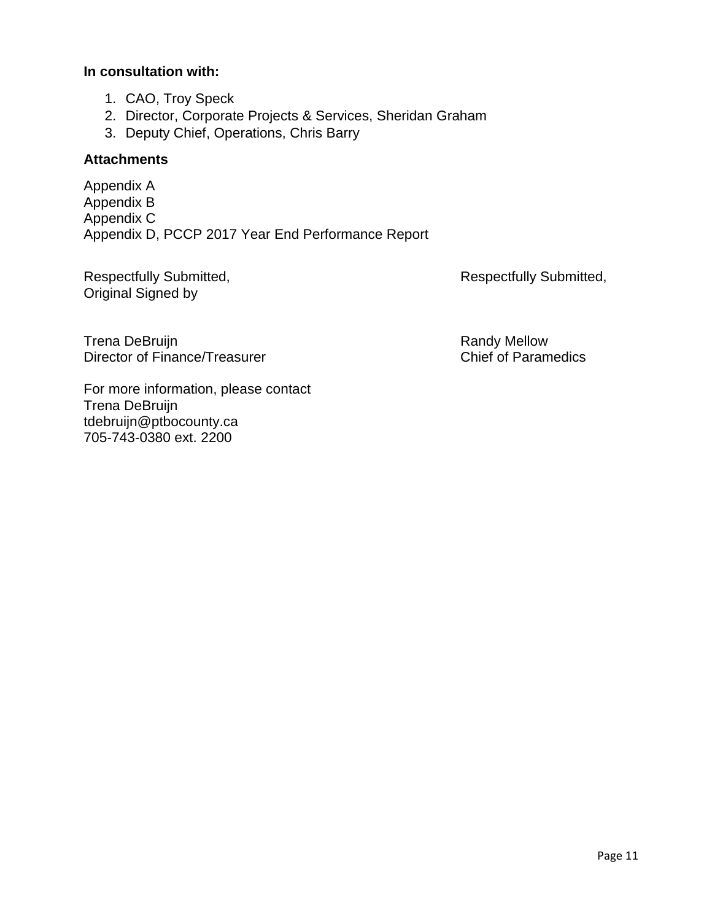**In consultation with:**

1. CAO, Troy Speck
2. Director, Corporate Projects & Services, Sheridan Graham
3. Deputy Chief, Operations, Chris Barry

**Attachments**

Appendix A
Appendix B
Appendix C
Appendix D, PCCP 2017 Year End Performance Report

Respectfully Submitted,
Original Signed by

Trena DeBruijn
Director of Finance/Treasurer

Respectfully Submitted,

Randy Mellow
Chief of Paramedics

For more information, please contact
Trena DeBruijn
tdebruijn@ptbocounty.ca
705-743-0380 ext. 2200